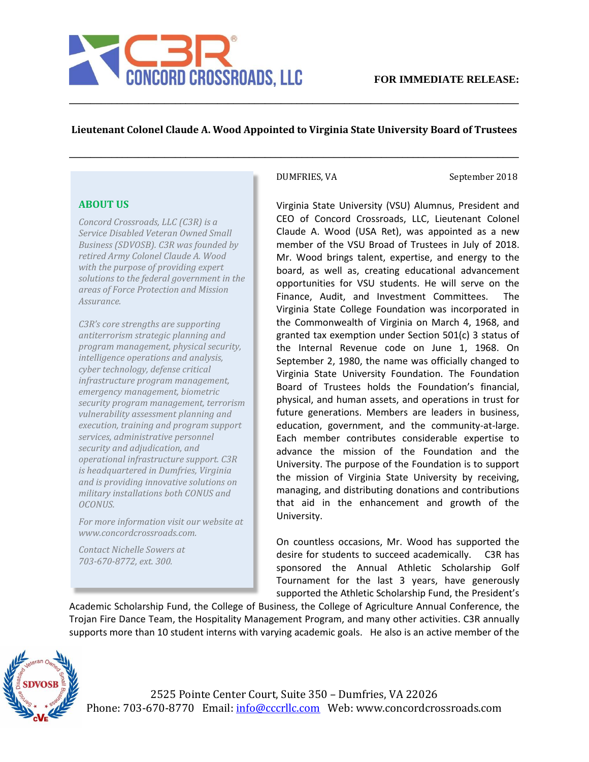C3R®
CONCORD CROSSROADS, LLC

FOR IMMEDIATE RELEASE:

# Lieutenant Colonel Claude A. Wood Appointed to Virginia State University Board of Trustees

DUMFRIES, VA September 2018

Virginia State University (VSU) Alumnus, President and CEO of Concord Crossroads, LLC, Lieutenant Colonel Claude A. Wood (USA Ret), was appointed as a new member of the VSU Broad of Trustees in July of 2018. Mr. Wood brings talent, expertise, and energy to the board, as well as, creating educational advancement opportunities for VSU students. He will serve on the Finance, Audit, and Investment Committees. The Virginia State College Foundation was incorporated in the Commonwealth of Virginia on March 4, 1968, and granted tax exemption under Section 501(c) 3 status of the Internal Revenue code on June 1, 1968. On September 2, 1980, the name was officially changed to Virginia State University Foundation. The Foundation Board of Trustees holds the Foundation's financial, physical, and human assets, and operations in trust for future generations. Members are leaders in business, education, government, and the community-at-large. Each member contributes considerable expertise to advance the mission of the Foundation and the University. The purpose of the Foundation is to support the mission of Virginia State University by receiving, managing, and distributing donations and contributions that aid in the enhancement and growth of the University.

On countless occasions, Mr. Wood has supported the desire for students to succeed academically. C3R has sponsored the Annual Athletic Scholarship Golf Tournament for the last 3 years, have generously supported the Athletic Scholarship Fund, the President's Academic Scholarship Fund, the College of Business, the College of Agriculture Annual Conference, the Trojan Fire Dance Team, the Hospitality Management Program, and many other activities. C3R annually supports more than 10 student interns with varying academic goals. He also is an active member of the

## ABOUT US

*Concord Crossroads, LLC (C3R) is a Service Disabled Veteran Owned Small Business (SDVOSB). C3R was founded by retired Army Colonel Claude A. Wood with the purpose of providing expert solutions to the federal government in the areas of Force Protection and Mission Assurance.*

*C3R's core strengths are supporting antiterrorism strategic planning and program management, physical security, intelligence operations and analysis, cyber technology, defense critical infrastructure program management, emergency management, biometric security program management, terrorism vulnerability assessment planning and execution, training and program support services, administrative personnel security and adjudication, and operational infrastructure support. C3R is headquartered in Dumfries, Virginia and is providing innovative solutions on military installations both CONUS and OCONUS.*

*For more information visit our website at www.concordcrossroads.com.*

*Contact Nichelle Sowers at 703-670-8772, ext. 300.*

Service Disabled Veteran Owned Small Business SDVOSB CVE

2525 Pointe Center Court, Suite 350 – Dumfries, VA 22026
Phone: 703-670-8770 Email: info@cccrllc.com Web: www.concordcrossroads.com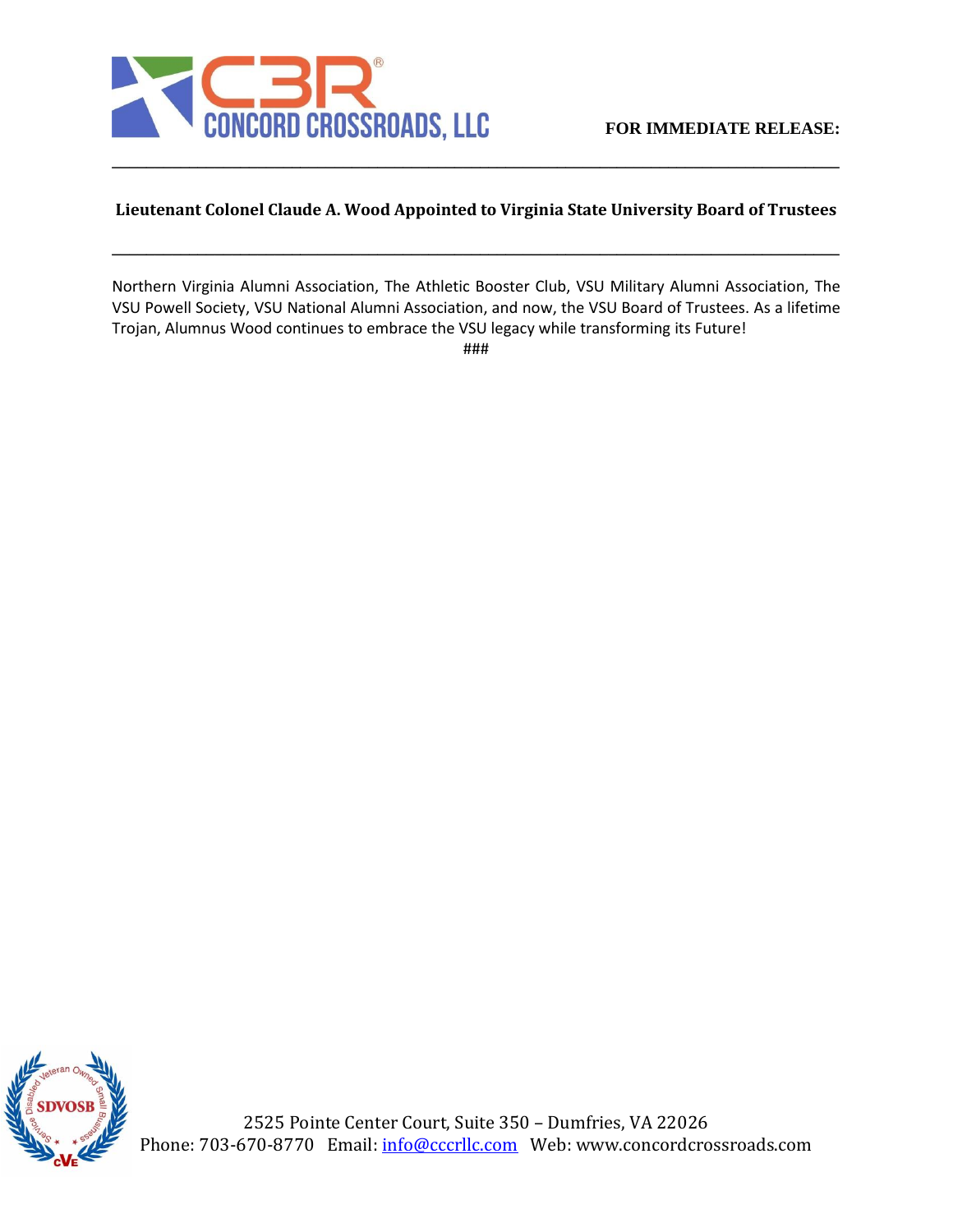Northern Virginia Alumni Association, The Athletic Booster Club, VSU Military Alumni Association, The VSU Powell Society, VSU National Alumni Association, and now, the VSU Board of Trustees. As a lifetime Trojan, Alumnus Wood continues to embrace the VSU legacy while transforming its Future!

###